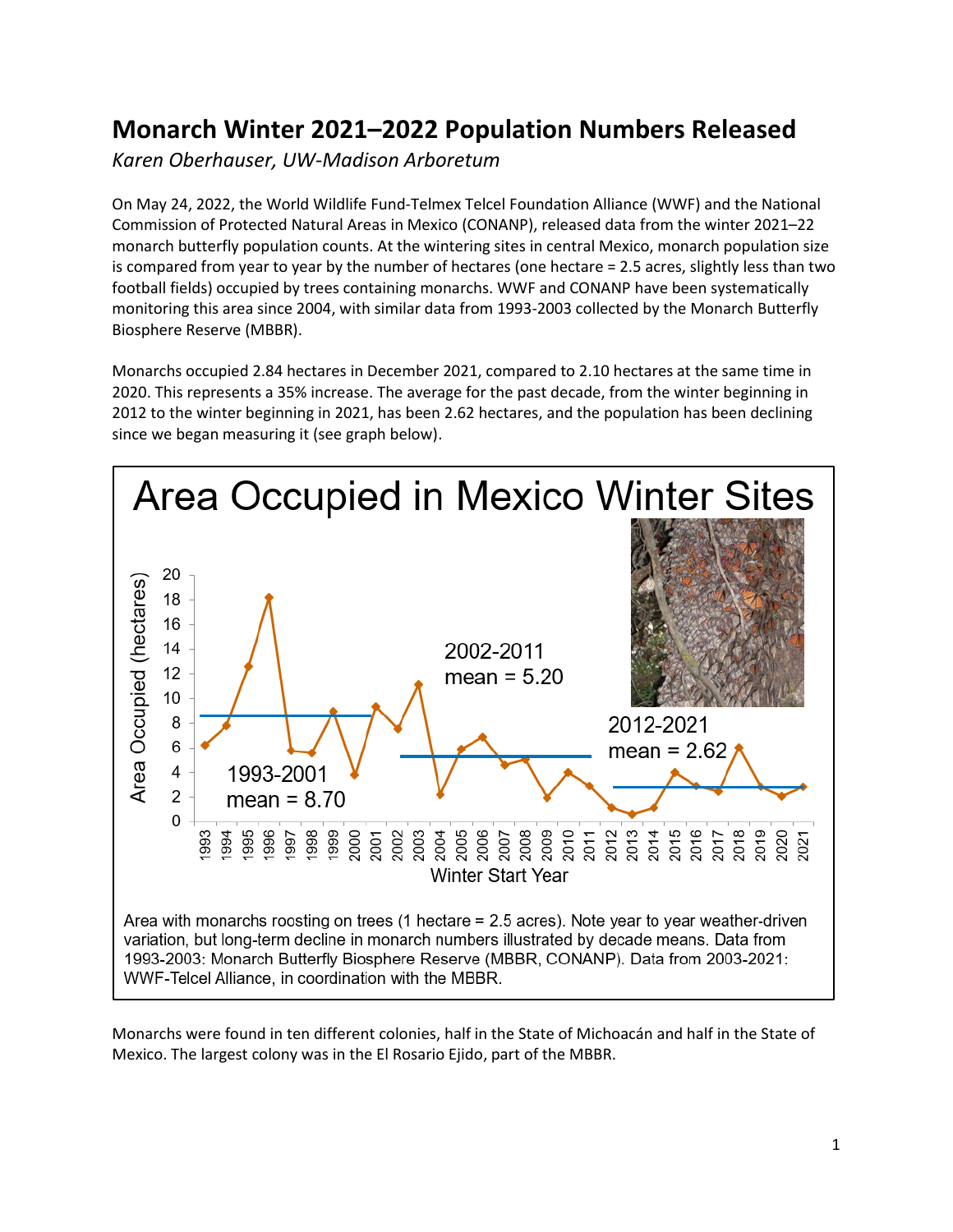# Monarch Winter 2021–2022 Population Numbers Released

*Karen Oberhauser, UW-Madison Arboretum*

On May 24, 2022, the World Wildlife Fund-Telmex Telcel Foundation Alliance (WWF) and the National Commission of Protected Natural Areas in Mexico (CONANP), released data from the winter 2021–22 monarch butterfly population counts. At the wintering sites in central Mexico, monarch population size is compared from year to year by the number of hectares (one hectare = 2.5 acres, slightly less than two football fields) occupied by trees containing monarchs. WWF and CONANP have been systematically monitoring this area since 2004, with similar data from 1993-2003 collected by the Monarch Butterfly Biosphere Reserve (MBBR).

Monarchs occupied 2.84 hectares in December 2021, compared to 2.10 hectares at the same time in 2020. This represents a 35% increase. The average for the past decade, from the winter beginning in 2012 to the winter beginning in 2021, has been 2.62 hectares, and the population has been declining since we began measuring it (see graph below).

**Area Occupied in Mexico Winter Sites**

Area with monarchs roosting on trees (1 hectare = 2.5 acres). Note year to year weather-driven variation, but long-term decline in monarch numbers illustrated by decade means. Data from 1993-2003: Monarch Butterfly Biosphere Reserve (MBBR, CONANP). Data from 2003-2021: WWF-Telcel Alliance, in coordination with the MBBR.

Monarchs were found in ten different colonies, half in the State of Michoacán and half in the State of Mexico. The largest colony was in the El Rosario Ejido, part of the MBBR.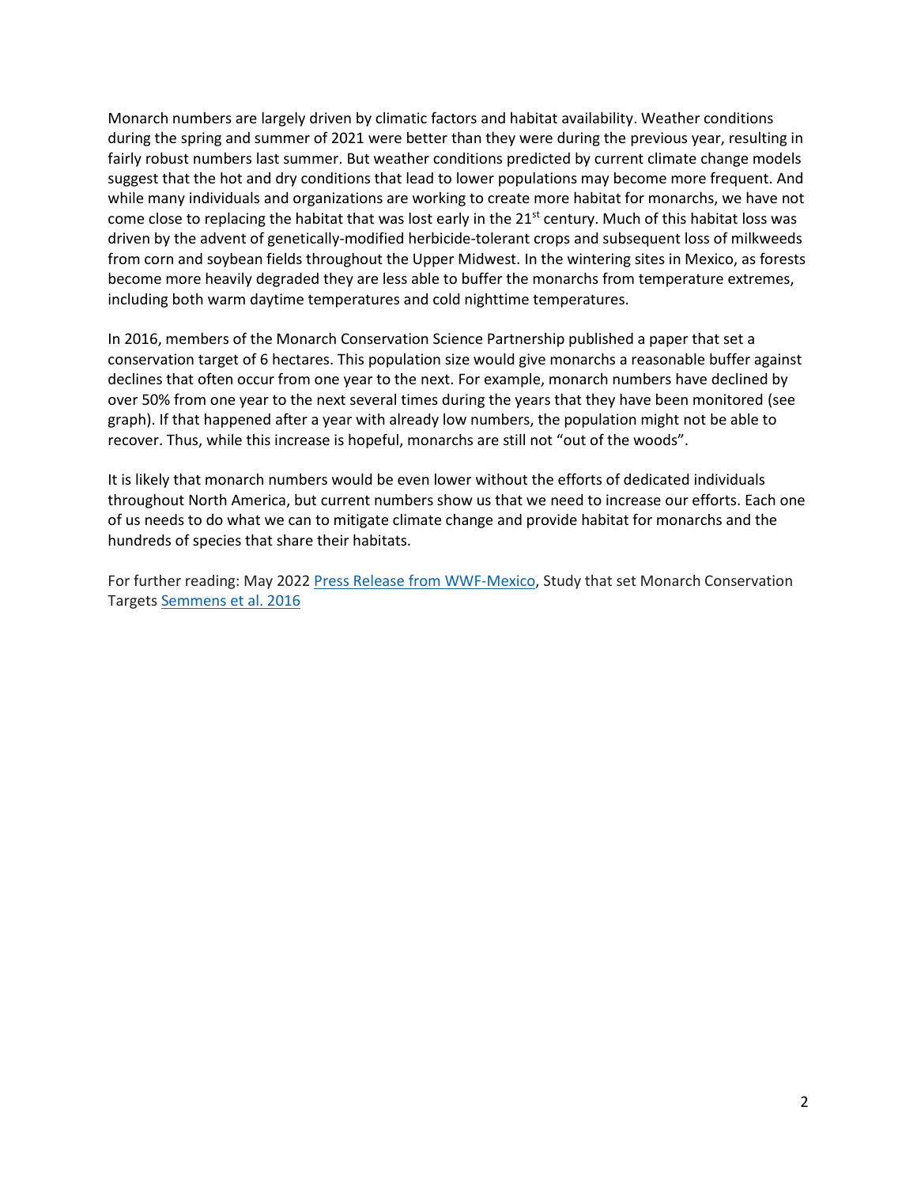Monarch numbers are largely driven by climatic factors and habitat availability. Weather conditions during the spring and summer of 2021 were better than they were during the previous year, resulting in fairly robust numbers last summer. But weather conditions predicted by current climate change models suggest that the hot and dry conditions that lead to lower populations may become more frequent. And while many individuals and organizations are working to create more habitat for monarchs, we have not come close to replacing the habitat that was lost early in the 21st century. Much of this habitat loss was driven by the advent of genetically-modified herbicide-tolerant crops and subsequent loss of milkweeds from corn and soybean fields throughout the Upper Midwest. In the wintering sites in Mexico, as forests become more heavily degraded they are less able to buffer the monarchs from temperature extremes, including both warm daytime temperatures and cold nighttime temperatures.

In 2016, members of the Monarch Conservation Science Partnership published a paper that set a conservation target of 6 hectares. This population size would give monarchs a reasonable buffer against declines that often occur from one year to the next. For example, monarch numbers have declined by over 50% from one year to the next several times during the years that they have been monitored (see graph). If that happened after a year with already low numbers, the population might not be able to recover. Thus, while this increase is hopeful, monarchs are still not "out of the woods".

It is likely that monarch numbers would be even lower without the efforts of dedicated individuals throughout North America, but current numbers show us that we need to increase our efforts. Each one of us needs to do what we can to mitigate climate change and provide habitat for monarchs and the hundreds of species that share their habitats.

For further reading: May 2022 Press Release from WWF-Mexico, Study that set Monarch Conservation Targets Semmens et al. 2016